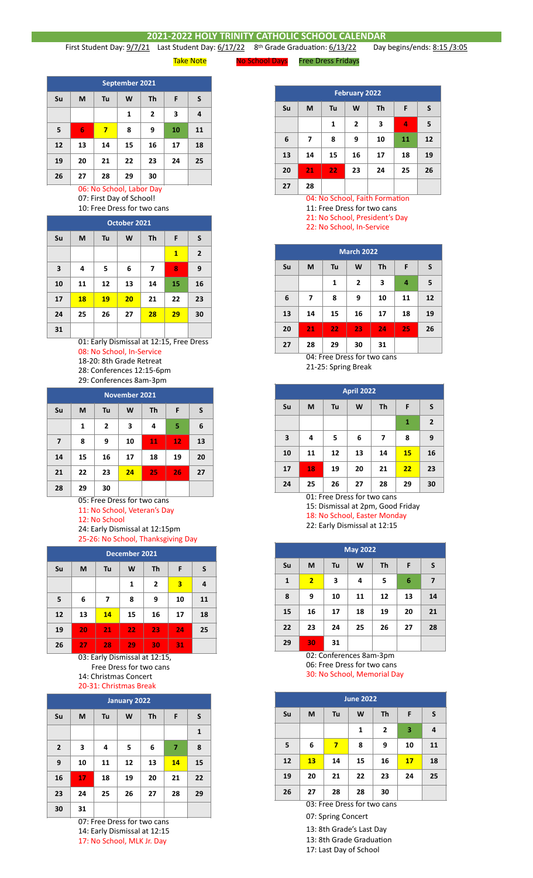# 2021-2022 HOLY TRINITY CATHOLIC SCHOOL CALENDAR

First Student Day: 9/7/21 Last Student Day: 6/17/22 8th Grade Graduation: 6/13/22 Day begins/ends: 8:15 /3:05

Take Note No School Days Free Dress Fridays

| September 2021 | | | | | | |
|---|---|---|---|---|---|---|
| Su | M | Tu | W | Th | F | S |
| | | | 1 | 2 | 3 | 4 |
| 5 | 6 | 7 | 8 | 9 | 10 | 11 |
| 12 | 13 | 14 | 15 | 16 | 17 | 18 |
| 19 | 20 | 21 | 22 | 23 | 24 | 25 |
| 26 | 27 | 28 | 29 | 30 | | |

06: No School, Labor Day
07: First Day of School!
10: Free Dress for two cans

| October 2021 | | | | | | |
|---|---|---|---|---|---|---|
| Su | M | Tu | W | Th | F | S |
| | | | | | 1 | 2 |
| 3 | 4 | 5 | 6 | 7 | 8 | 9 |
| 10 | 11 | 12 | 13 | 14 | 15 | 16 |
| 17 | 18 | 19 | 20 | 21 | 22 | 23 |
| 24 | 25 | 26 | 27 | 28 | 29 | 30 |
| 31 | | | | | | |

01: Early Dismissal at 12:15, Free Dress
08: No School, In-Service
18-20: 8th Grade Retreat
28: Conferences 12:15-6pm
29: Conferences 8am-3pm

| November 2021 | | | | | | |
|---|---|---|---|---|---|---|
| Su | M | Tu | W | Th | F | S |
| | 1 | 2 | 3 | 4 | 5 | 6 |
| 7 | 8 | 9 | 10 | 11 | 12 | 13 |
| 14 | 15 | 16 | 17 | 18 | 19 | 20 |
| 21 | 22 | 23 | 24 | 25 | 26 | 27 |
| 28 | 29 | 30 | | | | |

05: Free Dress for two cans
11: No School, Veteran's Day
12: No School
24: Early Dismissal at 12:15pm
25-26: No School, Thanksgiving Day

| December 2021 | | | | | | |
|---|---|---|---|---|---|---|
| Su | M | Tu | W | Th | F | S |
| | | | 1 | 2 | 3 | 4 |
| 5 | 6 | 7 | 8 | 9 | 10 | 11 |
| 12 | 13 | 14 | 15 | 16 | 17 | 18 |
| 19 | 20 | 21 | 22 | 23 | 24 | 25 |
| 26 | 27 | 28 | 29 | 30 | 31 | |

03: Early Dismissal at 12:15,
Free Dress for two cans
14: Christmas Concert
20-31: Christmas Break

| January 2022 | | | | | | |
|---|---|---|---|---|---|---|
| Su | M | Tu | W | Th | F | S |
| | | | | | | 1 |
| 2 | 3 | 4 | 5 | 6 | 7 | 8 |
| 9 | 10 | 11 | 12 | 13 | 14 | 15 |
| 16 | 17 | 18 | 19 | 20 | 21 | 22 |
| 23 | 24 | 25 | 26 | 27 | 28 | 29 |
| 30 | 31 | | | | | |

07: Free Dress for two cans
14: Early Dismissal at 12:15
17: No School, MLK Jr. Day

| February 2022 | | | | | | |
|---|---|---|---|---|---|---|
| Su | M | Tu | W | Th | F | S |
| | | 1 | 2 | 3 | 4 | 5 |
| 6 | 7 | 8 | 9 | 10 | 11 | 12 |
| 13 | 14 | 15 | 16 | 17 | 18 | 19 |
| 20 | 21 | 22 | 23 | 24 | 25 | 26 |
| 27 | 28 | | | | | |

04: No School, Faith Formation
11: Free Dress for two cans
21: No School, President's Day
22: No School, In-Service

| March 2022 | | | | | | |
|---|---|---|---|---|---|---|
| Su | M | Tu | W | Th | F | S |
| | | 1 | 2 | 3 | 4 | 5 |
| 6 | 7 | 8 | 9 | 10 | 11 | 12 |
| 13 | 14 | 15 | 16 | 17 | 18 | 19 |
| 20 | 21 | 22 | 23 | 24 | 25 | 26 |
| 27 | 28 | 29 | 30 | 31 | | |

04: Free Dress for two cans
21-25: Spring Break

| April 2022 | | | | | | |
|---|---|---|---|---|---|---|
| Su | M | Tu | W | Th | F | S |
| | | | | | 1 | 2 |
| 3 | 4 | 5 | 6 | 7 | 8 | 9 |
| 10 | 11 | 12 | 13 | 14 | 15 | 16 |
| 17 | 18 | 19 | 20 | 21 | 22 | 23 |
| 24 | 25 | 26 | 27 | 28 | 29 | 30 |

01: Free Dress for two cans
15: Dismissal at 2pm, Good Friday
18: No School, Easter Monday
22: Early Dismissal at 12:15

| May 2022 | | | | | | |
|---|---|---|---|---|---|---|
| Su | M | Tu | W | Th | F | S |
| 1 | 2 | 3 | 4 | 5 | 6 | 7 |
| 8 | 9 | 10 | 11 | 12 | 13 | 14 |
| 15 | 16 | 17 | 18 | 19 | 20 | 21 |
| 22 | 23 | 24 | 25 | 26 | 27 | 28 |
| 29 | 30 | 31 | | | | |

02: Conferences 8am-3pm
06: Free Dress for two cans
30: No School, Memorial Day

| June 2022 | | | | | | |
|---|---|---|---|---|---|---|
| Su | M | Tu | W | Th | F | S |
| | | | 1 | 2 | 3 | 4 |
| 5 | 6 | 7 | 8 | 9 | 10 | 11 |
| 12 | 13 | 14 | 15 | 16 | 17 | 18 |
| 19 | 20 | 21 | 22 | 23 | 24 | 25 |
| 26 | 27 | 28 | 28 | 30 | | |

03: Free Dress for two cans
07: Spring Concert
13: 8th Grade's Last Day
13: 8th Grade Graduation
17: Last Day of School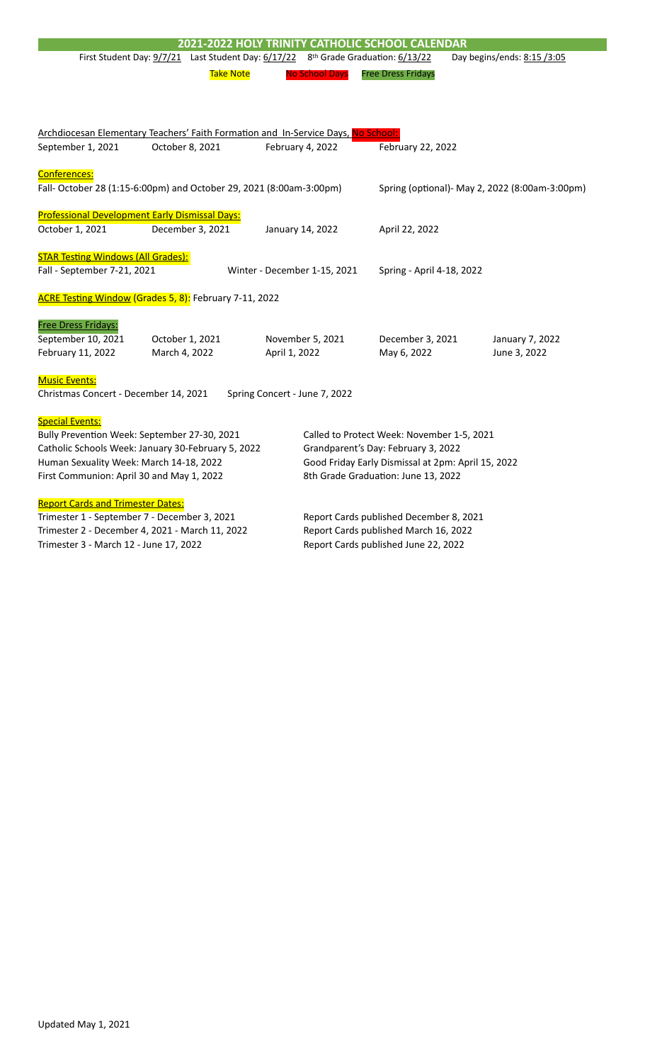# 2021-2022 HOLY TRINITY CATHOLIC SCHOOL CALENDAR

First Student Day: 9/7/21 Last Student Day: 6/17/22 8th Grade Graduation: 6/13/22 Day begins/ends: 8:15 /3:05

Take Note | No School Days | Free Dress Fridays

**Archdiocesan Elementary Teachers' Faith Formation and In-Service Days, No School:**

| | | | |
|---|---|---|---|
| September 1, 2021 | October 8, 2021 | February 4, 2022 | February 22, 2022 |

**Conferences:**

Fall- October 28 (1:15-6:00pm) and October 29, 2021 (8:00am-3:00pm)

Spring (optional)- May 2, 2022 (8:00am-3:00pm)

**Professional Development Early Dismissal Days:**

| | | | |
|---|---|---|---|
| October 1, 2021 | December 3, 2021 | January 14, 2022 | April 22, 2022 |

**STAR Testing Windows (All Grades):**

Fall - September 7-21, 2021 Winter - December 1-15, 2021 Spring - April 4-18, 2022

**ACRE Testing Window (Grades 5, 8):** February 7-11, 2022

**Free Dress Fridays:**

| | | | | |
|---|---|---|---|---|
| September 10, 2021 | October 1, 2021 | November 5, 2021 | December 3, 2021 | January 7, 2022 |
| February 11, 2022 | March 4, 2022 | April 1, 2022 | May 6, 2022 | June 3, 2022 |

**Music Events:**

Christmas Concert - December 14, 2021 Spring Concert - June 7, 2022

**Special Events:**

Bully Prevention Week: September 27-30, 2021

Catholic Schools Week: January 30-February 5, 2022

Human Sexuality Week: March 14-18, 2022

First Communion: April 30 and May 1, 2022

Called to Protect Week: November 1-5, 2021

Grandparent's Day: February 3, 2022

Good Friday Early Dismissal at 2pm: April 15, 2022

8th Grade Graduation: June 13, 2022

**Report Cards and Trimester Dates:**

| | |
|---|---|
| Trimester 1 - September 7 - December 3, 2021 | Report Cards published December 8, 2021 |
| Trimester 2 - December 4, 2021 - March 11, 2022 | Report Cards published March 16, 2022 |
| Trimester 3 - March 12 - June 17, 2022 | Report Cards published June 22, 2022 |

Updated May 1, 2021